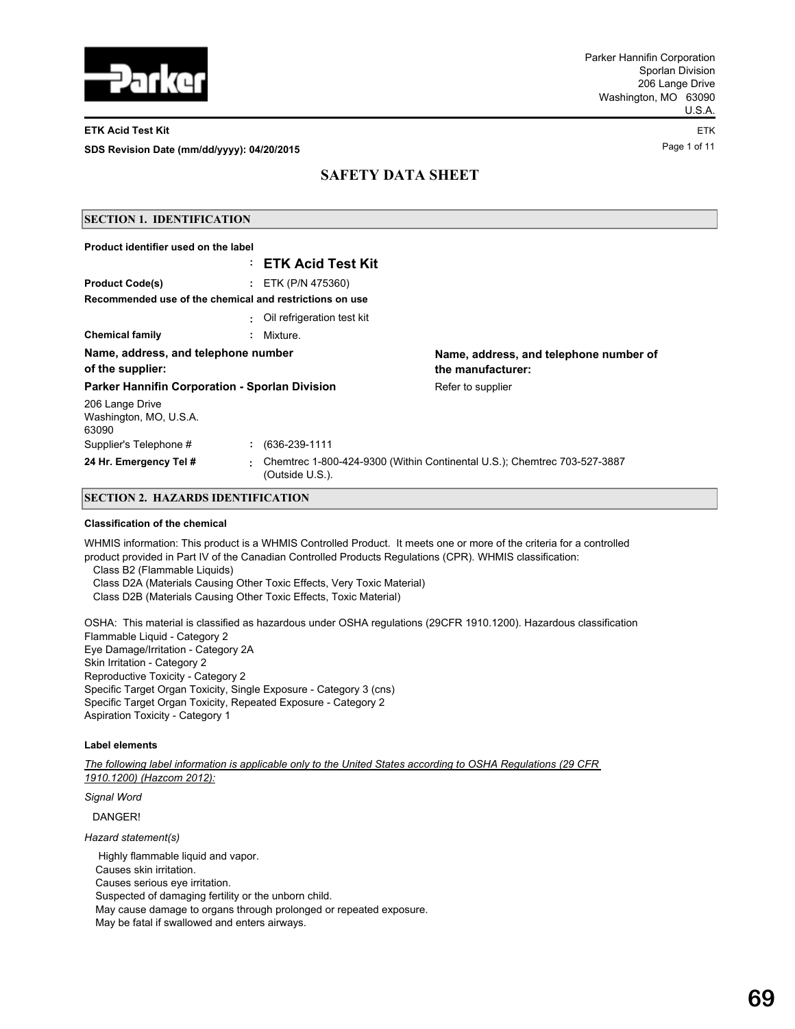Parker Hannifin Corporation
Sporlan Division
206 Lange Drive
Washington, MO 63090
U.S.A.

**ETK Acid Test Kit**

**SDS Revision Date (mm/dd/yyyy): 04/20/2015**

# SAFETY DATA SHEET

## SECTION 1. IDENTIFICATION

**Product identifier used on the label**

: **ETK Acid Test Kit**

**Product Code(s)** : ETK (P/N 475360)

**Recommended use of the chemical and restrictions on use**

: Oil refrigeration test kit

**Chemical family** : Mixture.

**Name, address, and telephone number of the supplier:**

**Parker Hannifin Corporation - Sporlan Division**

206 Lange Drive
Washington, MO, U.S.A.
63090

Supplier's Telephone # : (636-239-1111

**24 Hr. Emergency Tel #** : Chemtrec 1-800-424-9300 (Within Continental U.S.); Chemtrec 703-527-3887 (Outside U.S.).

**Name, address, and telephone number of the manufacturer:**

Refer to supplier

## SECTION 2. HAZARDS IDENTIFICATION

**Classification of the chemical**

WHMIS information: This product is a WHMIS Controlled Product. It meets one or more of the criteria for a controlled product provided in Part IV of the Canadian Controlled Products Regulations (CPR). WHMIS classification:
Class B2 (Flammable Liquids)
Class D2A (Materials Causing Other Toxic Effects, Very Toxic Material)
Class D2B (Materials Causing Other Toxic Effects, Toxic Material)

OSHA: This material is classified as hazardous under OSHA regulations (29CFR 1910.1200). Hazardous classification
Flammable Liquid - Category 2
Eye Damage/Irritation - Category 2A
Skin Irritation - Category 2
Reproductive Toxicity - Category 2
Specific Target Organ Toxicity, Single Exposure - Category 3 (cns)
Specific Target Organ Toxicity, Repeated Exposure - Category 2
Aspiration Toxicity - Category 1

**Label elements**

*The following label information is applicable only to the United States according to OSHA Regulations (29 CFR 1910.1200) (Hazcom 2012):*

*Signal Word*

DANGER!

*Hazard statement(s)*

Highly flammable liquid and vapor.
Causes skin irritation.
Causes serious eye irritation.
Suspected of damaging fertility or the unborn child.
May cause damage to organs through prolonged or repeated exposure.
May be fatal if swallowed and enters airways.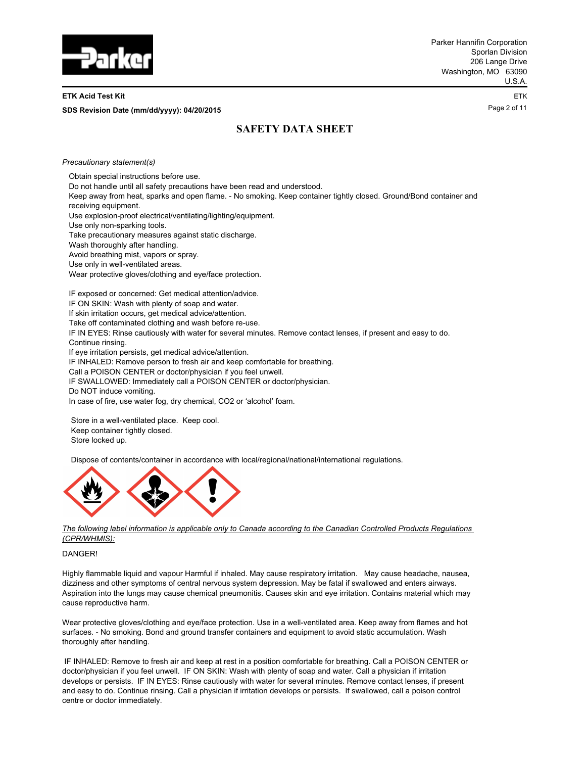*Precautionary statement(s)*

Obtain special instructions before use.
Do not handle until all safety precautions have been read and understood.
Keep away from heat, sparks and open flame. - No smoking. Keep container tightly closed. Ground/Bond container and receiving equipment.
Use explosion-proof electrical/ventilating/lighting/equipment.
Use only non-sparking tools.
Take precautionary measures against static discharge.
Wash thoroughly after handling.
Avoid breathing mist, vapors or spray.
Use only in well-ventilated areas.
Wear protective gloves/clothing and eye/face protection.

IF exposed or concerned: Get medical attention/advice.
IF ON SKIN: Wash with plenty of soap and water.
If skin irritation occurs, get medical advice/attention.
Take off contaminated clothing and wash before re-use.
IF IN EYES: Rinse cautiously with water for several minutes. Remove contact lenses, if present and easy to do. Continue rinsing.
If eye irritation persists, get medical advice/attention.
IF INHALED: Remove person to fresh air and keep comfortable for breathing.
Call a POISON CENTER or doctor/physician if you feel unwell.
IF SWALLOWED: Immediately call a POISON CENTER or doctor/physician.
Do NOT induce vomiting.
In case of fire, use water fog, dry chemical, $CO_2$ or 'alcohol' foam.

Store in a well-ventilated place. Keep cool.
Keep container tightly closed.
Store locked up.

Dispose of contents/container in accordance with local/regional/national/international regulations.

*The following label information is applicable only to Canada according to the Canadian Controlled Products Regulations (CPR/WHMIS):*

DANGER!

Highly flammable liquid and vapour Harmful if inhaled. May cause respiratory irritation. May cause headache, nausea, dizziness and other symptoms of central nervous system depression. May be fatal if swallowed and enters airways. Aspiration into the lungs may cause chemical pneumonitis. Causes skin and eye irritation. Contains material which may cause reproductive harm.

Wear protective gloves/clothing and eye/face protection. Use in a well-ventilated area. Keep away from flames and hot surfaces. - No smoking. Bond and ground transfer containers and equipment to avoid static accumulation. Wash thoroughly after handling.

IF INHALED: Remove to fresh air and keep at rest in a position comfortable for breathing. Call a POISON CENTER or doctor/physician if you feel unwell. IF ON SKIN: Wash with plenty of soap and water. Call a physician if irritation develops or persists. IF IN EYES: Rinse cautiously with water for several minutes. Remove contact lenses, if present and easy to do. Continue rinsing. Call a physician if irritation develops or persists. If swallowed, call a poison control centre or doctor immediately.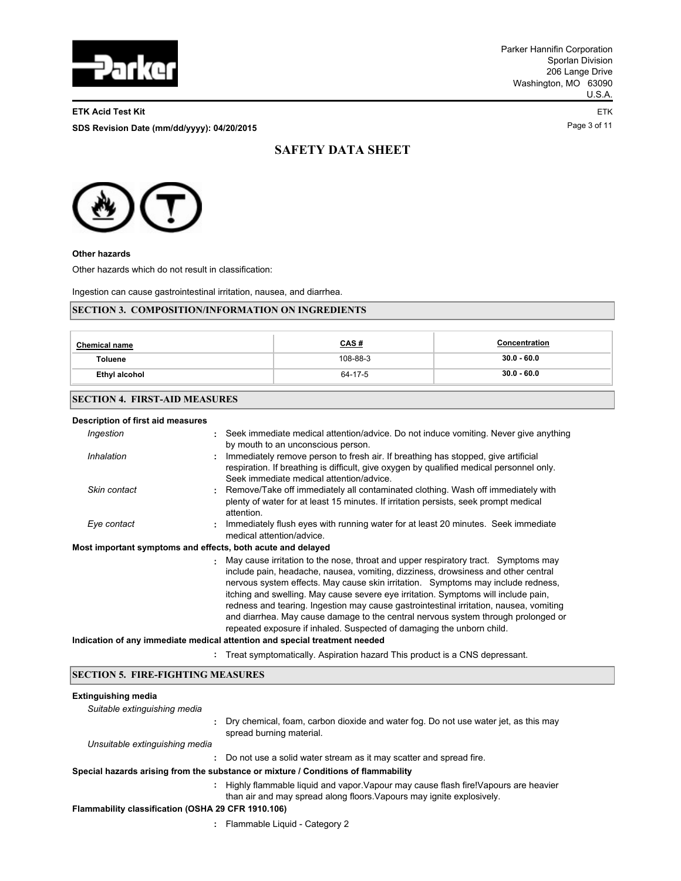# SAFETY DATA SHEET

**Other hazards**

Other hazards which do not result in classification:

Ingestion can cause gastrointestinal irritation, nausea, and diarrhea.

## SECTION 3. COMPOSITION/INFORMATION ON INGREDIENTS

| Chemical name | CAS # | Concentration |
|---|---|---|
| **Toluene** | 108-88-3 | **30.0 - 60.0** |
| **Ethyl alcohol** | 64-17-5 | **30.0 - 60.0** |

## SECTION 4. FIRST-AID MEASURES

**Description of first aid measures**

*Ingestion* : Seek immediate medical attention/advice. Do not induce vomiting. Never give anything by mouth to an unconscious person.

*Inhalation* : Immediately remove person to fresh air. If breathing has stopped, give artificial respiration. If breathing is difficult, give oxygen by qualified medical personnel only. Seek immediate medical attention/advice.

*Skin contact* : Remove/Take off immediately all contaminated clothing. Wash off immediately with plenty of water for at least 15 minutes. If irritation persists, seek prompt medical attention.

*Eye contact* : Immediately flush eyes with running water for at least 20 minutes. Seek immediate medical attention/advice.

**Most important symptoms and effects, both acute and delayed**

: May cause irritation to the nose, throat and upper respiratory tract. Symptoms may include pain, headache, nausea, vomiting, dizziness, drowsiness and other central nervous system effects. May cause skin irritation. Symptoms may include redness, itching and swelling. May cause severe eye irritation. Symptoms will include pain, redness and tearing. Ingestion may cause gastrointestinal irritation, nausea, vomiting and diarrhea. May cause damage to the central nervous system through prolonged or repeated exposure if inhaled. Suspected of damaging the unborn child.

**Indication of any immediate medical attention and special treatment needed**

: Treat symptomatically. Aspiration hazard This product is a CNS depressant.

## SECTION 5. FIRE-FIGHTING MEASURES

**Extinguishing media**

*Suitable extinguishing media*

: Dry chemical, foam, carbon dioxide and water fog. Do not use water jet, as this may spread burning material.

*Unsuitable extinguishing media*

: Do not use a solid water stream as it may scatter and spread fire.

**Special hazards arising from the substance or mixture / Conditions of flammability**

: Highly flammable liquid and vapor.Vapour may cause flash fire!Vapours are heavier than air and may spread along floors.Vapours may ignite explosively.

**Flammability classification (OSHA 29 CFR 1910.106)**

: Flammable Liquid - Category 2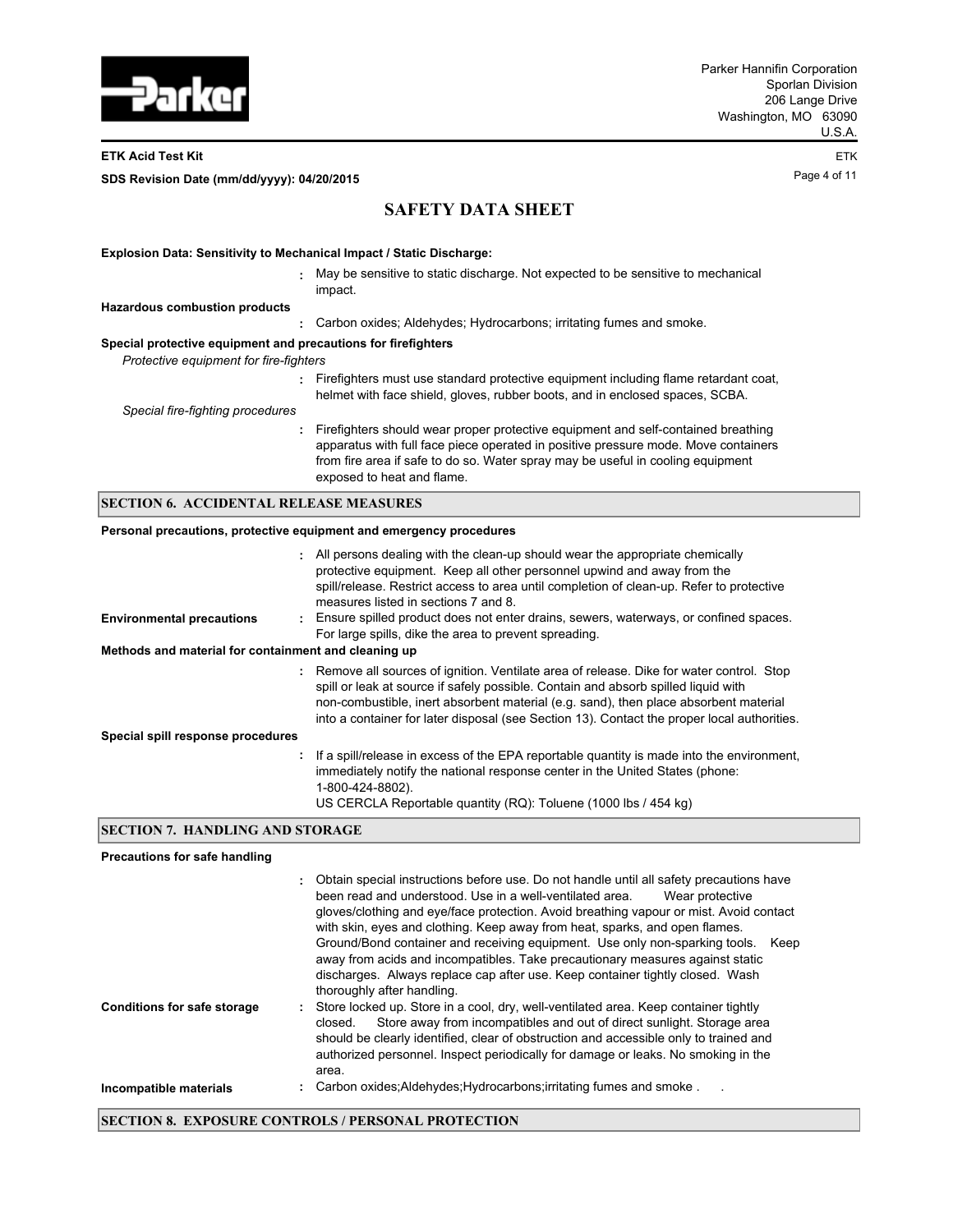**Explosion Data: Sensitivity to Mechanical Impact / Static Discharge:**

: May be sensitive to static discharge. Not expected to be sensitive to mechanical impact.

**Hazardous combustion products**

: Carbon oxides; Aldehydes; Hydrocarbons; irritating fumes and smoke.

**Special protective equipment and precautions for firefighters**

*Protective equipment for fire-fighters*

: Firefighters must use standard protective equipment including flame retardant coat, helmet with face shield, gloves, rubber boots, and in enclosed spaces, SCBA.

*Special fire-fighting procedures*

: Firefighters should wear proper protective equipment and self-contained breathing apparatus with full face piece operated in positive pressure mode. Move containers from fire area if safe to do so. Water spray may be useful in cooling equipment exposed to heat and flame.

## SECTION 6. ACCIDENTAL RELEASE MEASURES

**Personal precautions, protective equipment and emergency procedures**

: All persons dealing with the clean-up should wear the appropriate chemically protective equipment. Keep all other personnel upwind and away from the spill/release. Restrict access to area until completion of clean-up. Refer to protective measures listed in sections 7 and 8.

**Environmental precautions** : Ensure spilled product does not enter drains, sewers, waterways, or confined spaces. For large spills, dike the area to prevent spreading.

**Methods and material for containment and cleaning up**

: Remove all sources of ignition. Ventilate area of release. Dike for water control. Stop spill or leak at source if safely possible. Contain and absorb spilled liquid with non-combustible, inert absorbent material (e.g. sand), then place absorbent material into a container for later disposal (see Section 13). Contact the proper local authorities.

**Special spill response procedures**

: If a spill/release in excess of the EPA reportable quantity is made into the environment, immediately notify the national response center in the United States (phone: 1-800-424-8802).
US CERCLA Reportable quantity (RQ): Toluene (1000 lbs / 454 kg)

## SECTION 7. HANDLING AND STORAGE

**Precautions for safe handling**

: Obtain special instructions before use. Do not handle until all safety precautions have been read and understood. Use in a well-ventilated area. Wear protective gloves/clothing and eye/face protection. Avoid breathing vapour or mist. Avoid contact with skin, eyes and clothing. Keep away from heat, sparks, and open flames. Ground/Bond container and receiving equipment. Use only non-sparking tools. Keep away from acids and incompatibles. Take precautionary measures against static discharges. Always replace cap after use. Keep container tightly closed. Wash thoroughly after handling.

**Conditions for safe storage** : Store locked up. Store in a cool, dry, well-ventilated area. Keep container tightly closed. Store away from incompatibles and out of direct sunlight. Storage area should be clearly identified, clear of obstruction and accessible only to trained and authorized personnel. Inspect periodically for damage or leaks. No smoking in the area.

**Incompatible materials** : Carbon oxides;Aldehydes;Hydrocarbons;irritating fumes and smoke .

## SECTION 8. EXPOSURE CONTROLS / PERSONAL PROTECTION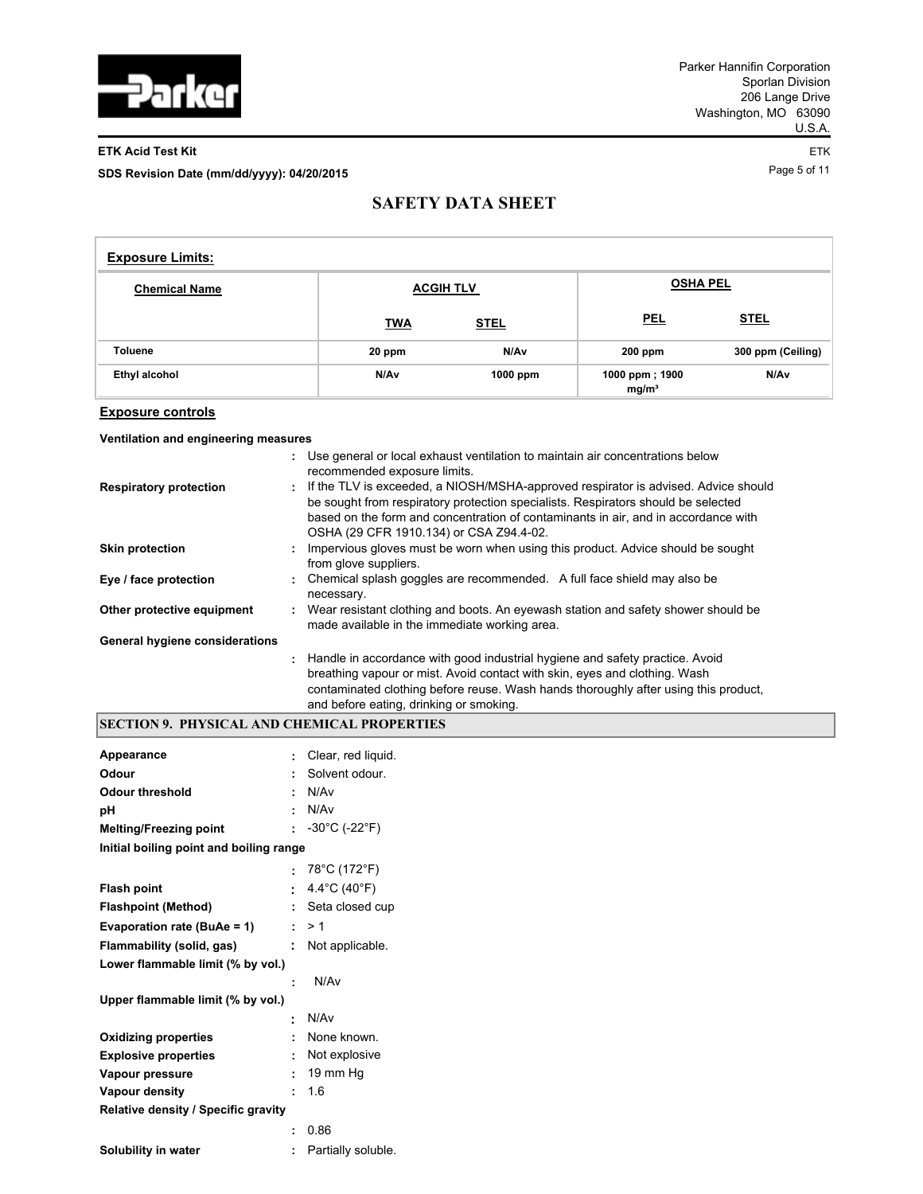**Exposure Limits:**

| Chemical Name | ACGIH TLV | | OSHA PEL | |
|---|---|---|---|---|
| | TWA | STEL | PEL | STEL |
| Toluene | 20 ppm | N/Av | 200 ppm | 300 ppm (Ceiling) |
| Ethyl alcohol | N/Av | 1000 ppm | 1000 ppm ; 1900 mg/m³ | N/Av |

**Exposure controls**

**Ventilation and engineering measures**
: Use general or local exhaust ventilation to maintain air concentrations below recommended exposure limits.

**Respiratory protection** : If the TLV is exceeded, a NIOSH/MSHA-approved respirator is advised. Advice should be sought from respiratory protection specialists. Respirators should be selected based on the form and concentration of contaminants in air, and in accordance with OSHA (29 CFR 1910.134) or CSA Z94.4-02.

**Skin protection** : Impervious gloves must be worn when using this product. Advice should be sought from glove suppliers.

**Eye / face protection** : Chemical splash goggles are recommended. A full face shield may also be necessary.

**Other protective equipment** : Wear resistant clothing and boots. An eyewash station and safety shower should be made available in the immediate working area.

**General hygiene considerations**
: Handle in accordance with good industrial hygiene and safety practice. Avoid breathing vapour or mist. Avoid contact with skin, eyes and clothing. Wash contaminated clothing before reuse. Wash hands thoroughly after using this product, and before eating, drinking or smoking.

## SECTION 9. PHYSICAL AND CHEMICAL PROPERTIES

**Appearance** : Clear, red liquid.
**Odour** : Solvent odour.
**Odour threshold** : N/Av
**pH** : N/Av
**Melting/Freezing point** : -30°C (-22°F)
**Initial boiling point and boiling range**
: 78°C (172°F)
**Flash point** : 4.4°C (40°F)
**Flashpoint (Method)** : Seta closed cup
**Evaporation rate (BuAe = 1)** : > 1
**Flammability (solid, gas)** : Not applicable.
**Lower flammable limit (% by vol.)**
: N/Av
**Upper flammable limit (% by vol.)**
: N/Av
**Oxidizing properties** : None known.
**Explosive properties** : Not explosive
**Vapour pressure** : 19 mm Hg
**Vapour density** : 1.6
**Relative density / Specific gravity**
: 0.86
**Solubility in water** : Partially soluble.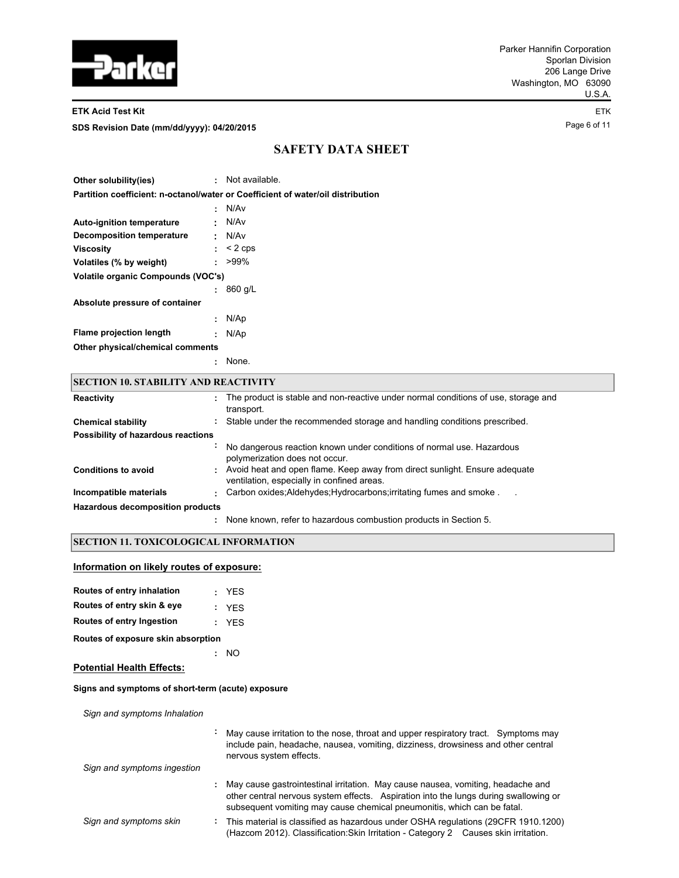**Other solubility(ies)** : Not available.

**Partition coefficient: n-octanol/water or Coefficient of water/oil distribution**
: N/Av

**Auto-ignition temperature** : N/Av

**Decomposition temperature** : N/Av

**Viscosity** : < 2 cps

**Volatiles (% by weight)** : >99%

**Volatile organic Compounds (VOC's)**
: 860 g/L

**Absolute pressure of container**
: N/Ap

**Flame projection length** : N/Ap

**Other physical/chemical comments**
: None.

## SECTION 10. STABILITY AND REACTIVITY

**Reactivity** : The product is stable and non-reactive under normal conditions of use, storage and transport.

**Chemical stability** : Stable under the recommended storage and handling conditions prescribed.

**Possibility of hazardous reactions**
: No dangerous reaction known under conditions of normal use. Hazardous polymerization does not occur.

**Conditions to avoid** : Avoid heat and open flame. Keep away from direct sunlight. Ensure adequate ventilation, especially in confined areas.

**Incompatible materials** : Carbon oxides;Aldehydes;Hydrocarbons;irritating fumes and smoke . .

**Hazardous decomposition products**
: None known, refer to hazardous combustion products in Section 5.

## SECTION 11. TOXICOLOGICAL INFORMATION

### Information on likely routes of exposure:

**Routes of entry inhalation** : YES

**Routes of entry skin & eye** : YES

**Routes of entry Ingestion** : YES

**Routes of exposure skin absorption**
: NO

### Potential Health Effects:

**Signs and symptoms of short-term (acute) exposure**

*Sign and symptoms Inhalation*
: May cause irritation to the nose, throat and upper respiratory tract. Symptoms may include pain, headache, nausea, vomiting, dizziness, drowsiness and other central nervous system effects.

*Sign and symptoms ingestion*
: May cause gastrointestinal irritation. May cause nausea, vomiting, headache and other central nervous system effects. Aspiration into the lungs during swallowing or subsequent vomiting may cause chemical pneumonitis, which can be fatal.

*Sign and symptoms skin* : This material is classified as hazardous under OSHA regulations (29CFR 1910.1200) (Hazcom 2012). Classification:Skin Irritation - Category 2 Causes skin irritation.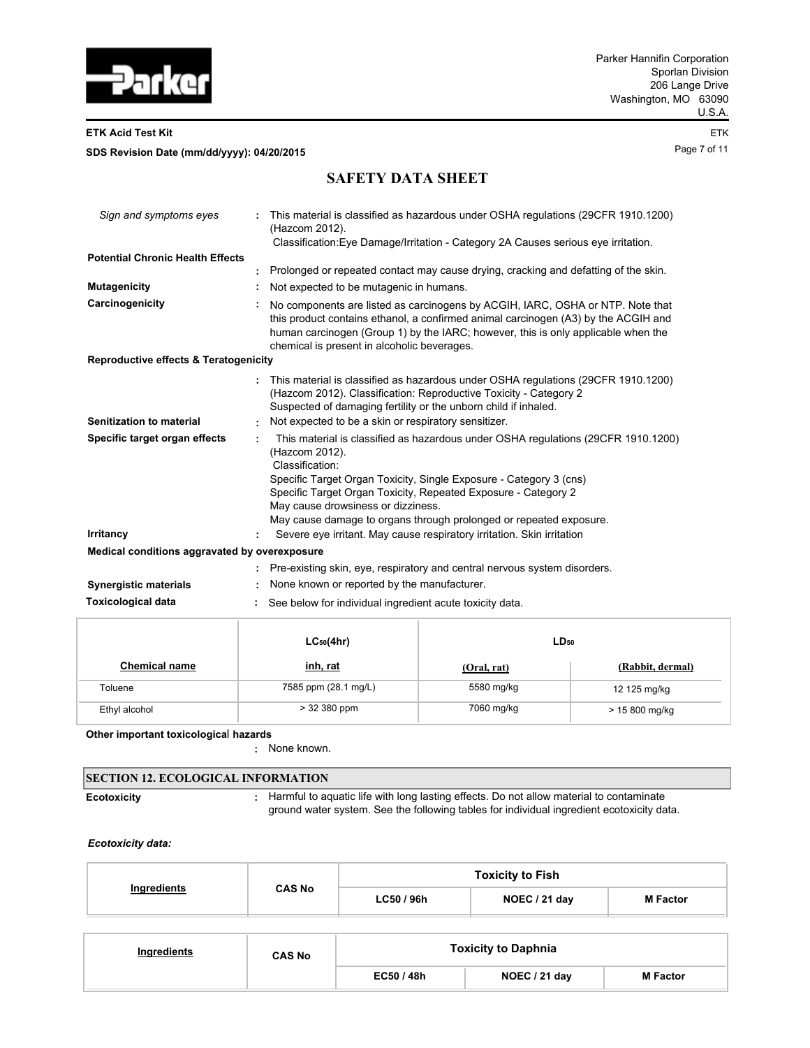*Sign and symptoms eyes* : This material is classified as hazardous under OSHA regulations (29CFR 1910.1200) (Hazcom 2012). Classification:Eye Damage/Irritation - Category 2A Causes serious eye irritation.

**Potential Chronic Health Effects**

: Prolonged or repeated contact may cause drying, cracking and defatting of the skin.

**Mutagenicity** : Not expected to be mutagenic in humans.

**Carcinogenicity** : No components are listed as carcinogens by ACGIH, IARC, OSHA or NTP. Note that this product contains ethanol, a confirmed animal carcinogen (A3) by the ACGIH and human carcinogen (Group 1) by the IARC; however, this is only applicable when the chemical is present in alcoholic beverages.

**Reproductive effects & Teratogenicity**

: This material is classified as hazardous under OSHA regulations (29CFR 1910.1200) (Hazcom 2012). Classification: Reproductive Toxicity - Category 2 Suspected of damaging fertility or the unborn child if inhaled.

**Senitization to material** : Not expected to be a skin or respiratory sensitizer.

**Specific target organ effects** : This material is classified as hazardous under OSHA regulations (29CFR 1910.1200) (Hazcom 2012).
Classification:
Specific Target Organ Toxicity, Single Exposure - Category 3 (cns)
Specific Target Organ Toxicity, Repeated Exposure - Category 2
May cause drowsiness or dizziness.
May cause damage to organs through prolonged or repeated exposure.

**Irritancy** : Severe eye irritant. May cause respiratory irritation. Skin irritation

**Medical conditions aggravated by overexposure**

: Pre-existing skin, eye, respiratory and central nervous system disorders.

**Synergistic materials** : None known or reported by the manufacturer.

**Toxicological data** : See below for individual ingredient acute toxicity data.

| | $LC_{50}$(4hr) | $LD_{50}$ | |
|---|---|---|---|
| **Chemical name** | **inh, rat** | **(Oral, rat)** | **(Rabbit, dermal)** |
| Toluene | 7585 ppm (28.1 mg/L) | 5580 mg/kg | 12 125 mg/kg |
| Ethyl alcohol | > 32 380 ppm | 7060 mg/kg | > 15 800 mg/kg |

**Other important toxicological hazards**

: None known.

## SECTION 12. ECOLOGICAL INFORMATION

**Ecotoxicity** : Harmful to aquatic life with long lasting effects. Do not allow material to contaminate ground water system. See the following tables for individual ingredient ecotoxicity data.

***Ecotoxicity data:***

| Ingredients | CAS No | Toxicity to Fish | | |
|---|---|---|---|---|
| | | **LC50 / 96h** | **NOEC / 21 day** | **M Factor** |

| Ingredients | CAS No | Toxicity to Daphnia | | |
|---|---|---|---|---|
| | | **EC50 / 48h** | **NOEC / 21 day** | **M Factor** |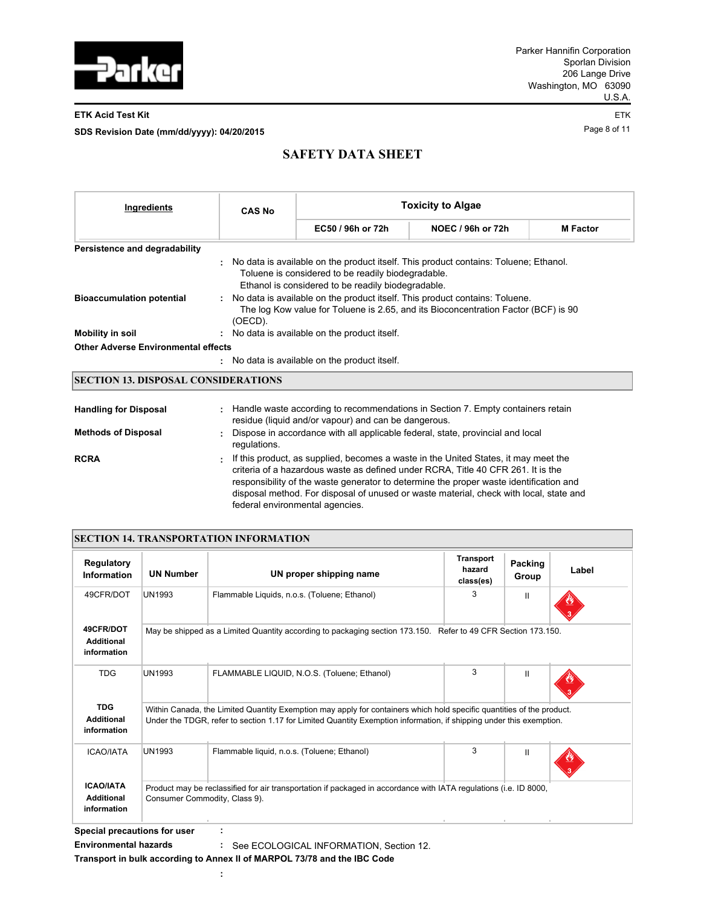# SAFETY DATA SHEET

| Ingredients | CAS No | Toxicity to Algae | | |
|---|---|---|---|---|
| | | EC50 / 96h or 72h | NOEC / 96h or 72h | M Factor |

**Persistence and degradability**

: No data is available on the product itself. This product contains: Toluene; Ethanol.
Toluene is considered to be readily biodegradable.
Ethanol is considered to be readily biodegradable.

**Bioaccumulation potential** : No data is available on the product itself. This product contains: Toluene.
The log Kow value for Toluene is 2.65, and its Bioconcentration Factor (BCF) is 90 (OECD).

**Mobility in soil** : No data is available on the product itself.

**Other Adverse Environmental effects**

: No data is available on the product itself.

## SECTION 13. DISPOSAL CONSIDERATIONS

**Handling for Disposal** : Handle waste according to recommendations in Section 7. Empty containers retain residue (liquid and/or vapour) and can be dangerous.

**Methods of Disposal** : Dispose in accordance with all applicable federal, state, provincial and local regulations.

**RCRA** : If this product, as supplied, becomes a waste in the United States, it may meet the criteria of a hazardous waste as defined under RCRA, Title 40 CFR 261. It is the responsibility of the waste generator to determine the proper waste identification and disposal method. For disposal of unused or waste material, check with local, state and federal environmental agencies.

## SECTION 14. TRANSPORTATION INFORMATION

| Regulatory Information | UN Number | UN proper shipping name | Transport hazard class(es) | Packing Group | Label |
|---|---|---|---|---|---|
| 49CFR/DOT | UN1993 | Flammable Liquids, n.o.s. (Toluene; Ethanol) | 3 | II | 3 |
| **49CFR/DOT Additional information** | May be shipped as a Limited Quantity according to packaging section 173.150. Refer to 49 CFR Section 173.150. | | | | |
| TDG | UN1993 | FLAMMABLE LIQUID, N.O.S. (Toluene; Ethanol) | 3 | II | 3 |
| **TDG Additional information** | Within Canada, the Limited Quantity Exemption may apply for containers which hold specific quantities of the product. Under the TDGR, refer to section 1.17 for Limited Quantity Exemption information, if shipping under this exemption. | | | | |
| ICAO/IATA | UN1993 | Flammable liquid, n.o.s. (Toluene; Ethanol) | 3 | II | 3 |
| **ICAO/IATA Additional information** | Product may be reclassified for air transportation if packaged in accordance with IATA regulations (i.e. ID 8000, Consumer Commodity, Class 9). | | | | |

**Special precautions for user** :

**Environmental hazards** : See ECOLOGICAL INFORMATION, Section 12.

**Transport in bulk according to Annex II of MARPOL 73/78 and the IBC Code**

: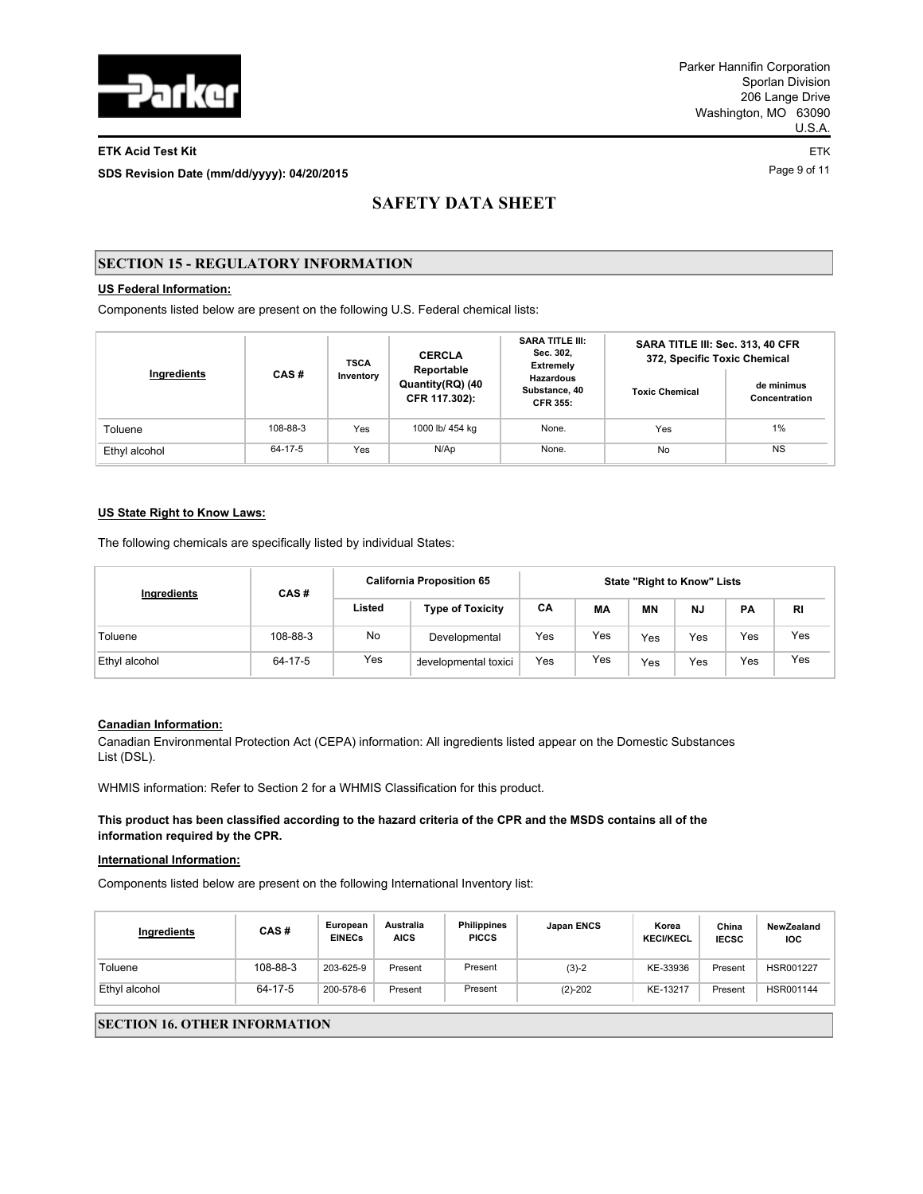## SECTION 15 - REGULATORY INFORMATION

**US Federal Information:**

Components listed below are present on the following U.S. Federal chemical lists:

| Ingredients | CAS # | TSCA Inventory | CERCLA Reportable Quantity(RQ) (40 CFR 117.302): | SARA TITLE III: Sec. 302, Extremely Hazardous Substance, 40 CFR 355: | SARA TITLE III: Sec. 313, 40 CFR 372, Specific Toxic Chemical | |
|---|---|---|---|---|---|---|
| | | | | | Toxic Chemical | de minimus Concentration |
| Toluene | 108-88-3 | Yes | 1000 lb/ 454 kg | None. | Yes | 1% |
| Ethyl alcohol | 64-17-5 | Yes | N/Ap | None. | No | NS |

**US State Right to Know Laws:**

The following chemicals are specifically listed by individual States:

| Ingredients | CAS # | California Proposition 65 | | State "Right to Know" Lists | | | | | |
|---|---|---|---|---|---|---|---|---|---|
| | | Listed | Type of Toxicity | CA | MA | MN | NJ | PA | RI |
| Toluene | 108-88-3 | No | Developmental | Yes | Yes | Yes | Yes | Yes | Yes |
| Ethyl alcohol | 64-17-5 | Yes | developmental toxici | Yes | Yes | Yes | Yes | Yes | Yes |

**Canadian Information:**

Canadian Environmental Protection Act (CEPA) information: All ingredients listed appear on the Domestic Substances List (DSL).

WHMIS information: Refer to Section 2 for a WHMIS Classification for this product.

**This product has been classified according to the hazard criteria of the CPR and the MSDS contains all of the information required by the CPR.**

**International Information:**

Components listed below are present on the following International Inventory list:

| Ingredients | CAS # | European EINECs | Australia AICS | Philippines PICCS | Japan ENCS | Korea KECI/KECL | China IECSC | NewZealand IOC |
|---|---|---|---|---|---|---|---|---|
| Toluene | 108-88-3 | 203-625-9 | Present | Present | (3)-2 | KE-33936 | Present | HSR001227 |
| Ethyl alcohol | 64-17-5 | 200-578-6 | Present | Present | (2)-202 | KE-13217 | Present | HSR001144 |

## SECTION 16. OTHER INFORMATION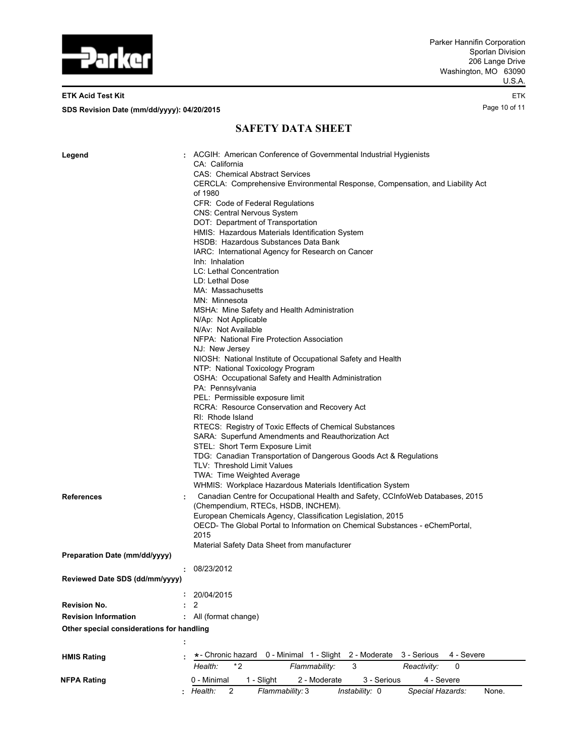# SAFETY DATA SHEET

**Legend** : ACGIH: American Conference of Governmental Industrial Hygienists
CA: California
CAS: Chemical Abstract Services
CERCLA: Comprehensive Environmental Response, Compensation, and Liability Act of 1980
CFR: Code of Federal Regulations
CNS: Central Nervous System
DOT: Department of Transportation
HMIS: Hazardous Materials Identification System
HSDB: Hazardous Substances Data Bank
IARC: International Agency for Research on Cancer
Inh: Inhalation
LC: Lethal Concentration
LD: Lethal Dose
MA: Massachusetts
MN: Minnesota
MSHA: Mine Safety and Health Administration
N/Ap: Not Applicable
N/Av: Not Available
NFPA: National Fire Protection Association
NJ: New Jersey
NIOSH: National Institute of Occupational Safety and Health
NTP: National Toxicology Program
OSHA: Occupational Safety and Health Administration
PA: Pennsylvania
PEL: Permissible exposure limit
RCRA: Resource Conservation and Recovery Act
RI: Rhode Island
RTECS: Registry of Toxic Effects of Chemical Substances
SARA: Superfund Amendments and Reauthorization Act
STEL: Short Term Exposure Limit
TDG: Canadian Transportation of Dangerous Goods Act & Regulations
TLV: Threshold Limit Values
TWA: Time Weighted Average
WHMIS: Workplace Hazardous Materials Identification System

**References** : Canadian Centre for Occupational Health and Safety, CCInfoWeb Databases, 2015 (Chempendium, RTECs, HSDB, INCHEM).
European Chemicals Agency, Classification Legislation, 2015
OECD- The Global Portal to Information on Chemical Substances - eChemPortal, 2015
Material Safety Data Sheet from manufacturer

**Preparation Date (mm/dd/yyyy)** : 08/23/2012

**Reviewed Date SDS (dd/mm/yyyy)** : 20/04/2015

**Revision No.** : 2

**Revision Information** : All (format change)

**Other special considerations for handling** :

**HMIS Rating** : * - Chronic hazard 0 - Minimal 1 - Slight 2 - Moderate 3 - Serious 4 - Severe

*Health:* *2 *Flammability:* 3 *Reactivity:* 0

**NFPA Rating** : 0 - Minimal 1 - Slight 2 - Moderate 3 - Serious 4 - Severe

*Health:* 2 *Flammability:* 3 *Instability:* 0 *Special Hazards:* None.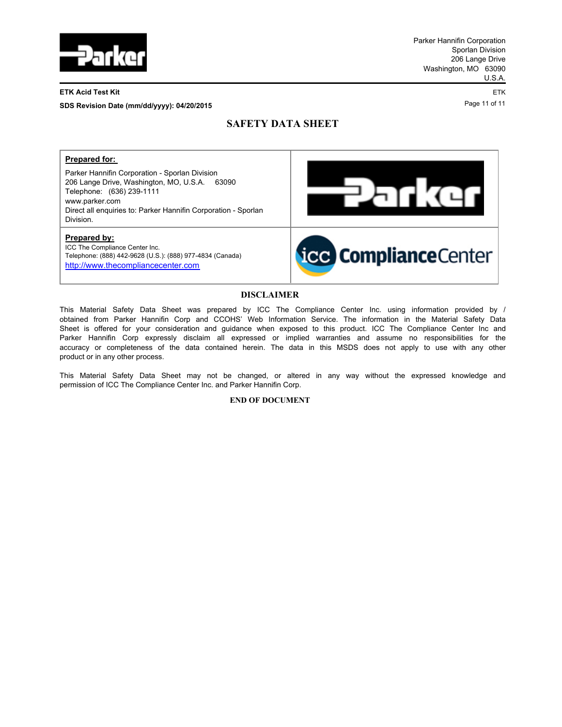## SAFETY DATA SHEET

| | |
|---|---|
| **Prepared for:**<br>Parker Hannifin Corporation - Sporlan Division<br>206 Lange Drive, Washington, MO, U.S.A. 63090<br>Telephone: (636) 239-1111<br>www.parker.com<br>Direct all enquiries to: Parker Hannifin Corporation - Sporlan Division. | |
| **Prepared by:**<br>ICC The Compliance Center Inc.<br>Telephone: (888) 442-9628 (U.S.): (888) 977-4834 (Canada)<br>http://www.thecompliancecenter.com | |

### DISCLAIMER

This Material Safety Data Sheet was prepared by ICC The Compliance Center Inc. using information provided by / obtained from Parker Hannifin Corp and CCOHS' Web Information Service. The information in the Material Safety Data Sheet is offered for your consideration and guidance when exposed to this product. ICC The Compliance Center Inc and Parker Hannifin Corp expressly disclaim all expressed or implied warranties and assume no responsibilities for the accuracy or completeness of the data contained herein. The data in this MSDS does not apply to use with any other product or in any other process.

This Material Safety Data Sheet may not be changed, or altered in any way without the expressed knowledge and permission of ICC The Compliance Center Inc. and Parker Hannifin Corp.

**END OF DOCUMENT**